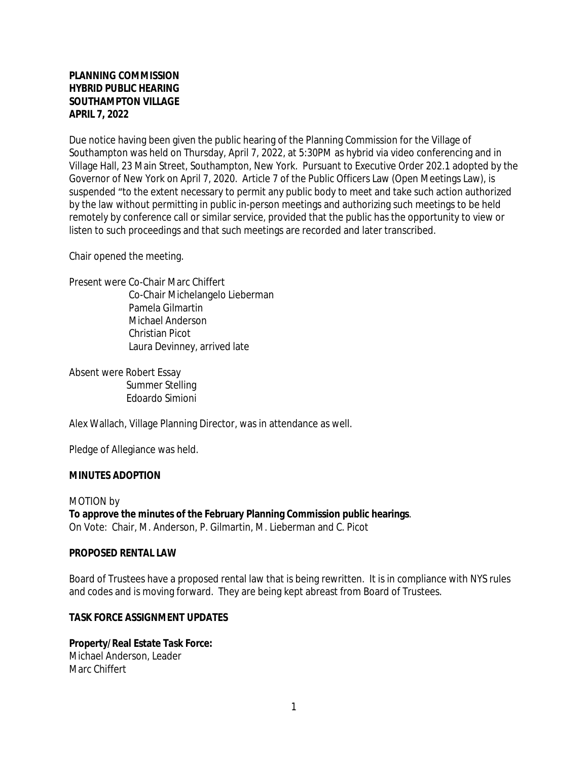**PLANNING COMMISSION**
**HYBRID PUBLIC HEARING**
**SOUTHAMPTON VILLAGE**
**APRIL 7, 2022**

Due notice having been given the public hearing of the Planning Commission for the Village of Southampton was held on Thursday, April 7, 2022, at 5:30PM as hybrid via video conferencing and in Village Hall, 23 Main Street, Southampton, New York. Pursuant to Executive Order 202.1 adopted by the Governor of New York on April 7, 2020. Article 7 of the Public Officers Law (Open Meetings Law), is suspended "to the extent necessary to permit any public body to meet and take such action authorized by the law without permitting in public in-person meetings and authorizing such meetings to be held remotely by conference call or similar service, provided that the public has the opportunity to view or listen to such proceedings and that such meetings are recorded and later transcribed.

Chair opened the meeting.

Present were Co-Chair Marc Chiffert
Co-Chair Michelangelo Lieberman
Pamela Gilmartin
Michael Anderson
Christian Picot
Laura Devinney, arrived late

Absent were Robert Essay
Summer Stelling
Edoardo Simioni

Alex Wallach, Village Planning Director, was in attendance as well.

Pledge of Allegiance was held.

**MINUTES ADOPTION**

MOTION by
**To approve the minutes of the February Planning Commission public hearings**.
On Vote: Chair, M. Anderson, P. Gilmartin, M. Lieberman and C. Picot

**PROPOSED RENTAL LAW**

Board of Trustees have a proposed rental law that is being rewritten. It is in compliance with NYS rules and codes and is moving forward. They are being kept abreast from Board of Trustees.

**TASK FORCE ASSIGNMENT UPDATES**

**Property/Real Estate Task Force:**
Michael Anderson, Leader
Marc Chiffert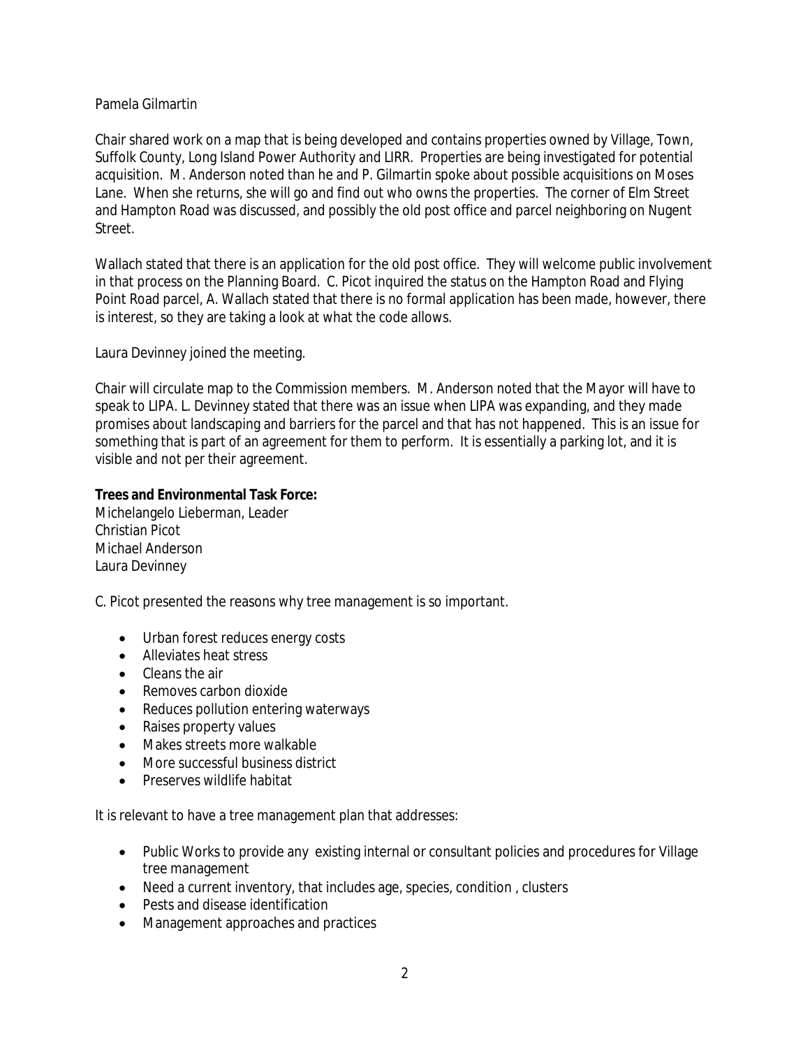Pamela Gilmartin

Chair shared work on a map that is being developed and contains properties owned by Village, Town, Suffolk County, Long Island Power Authority and LIRR. Properties are being investigated for potential acquisition. M. Anderson noted than he and P. Gilmartin spoke about possible acquisitions on Moses Lane. When she returns, she will go and find out who owns the properties. The corner of Elm Street and Hampton Road was discussed, and possibly the old post office and parcel neighboring on Nugent Street.

Wallach stated that there is an application for the old post office. They will welcome public involvement in that process on the Planning Board. C. Picot inquired the status on the Hampton Road and Flying Point Road parcel, A. Wallach stated that there is no formal application has been made, however, there is interest, so they are taking a look at what the code allows.

Laura Devinney joined the meeting.

Chair will circulate map to the Commission members. M. Anderson noted that the Mayor will have to speak to LIPA. L. Devinney stated that there was an issue when LIPA was expanding, and they made promises about landscaping and barriers for the parcel and that has not happened. This is an issue for something that is part of an agreement for them to perform. It is essentially a parking lot, and it is visible and not per their agreement.

**Trees and Environmental Task Force:**
Michelangelo Lieberman, Leader
Christian Picot
Michael Anderson
Laura Devinney

C. Picot presented the reasons why tree management is so important.

- Urban forest reduces energy costs
- Alleviates heat stress
- Cleans the air
- Removes carbon dioxide
- Reduces pollution entering waterways
- Raises property values
- Makes streets more walkable
- More successful business district
- Preserves wildlife habitat

It is relevant to have a tree management plan that addresses:

- Public Works to provide any existing internal or consultant policies and procedures for Village tree management
- Need a current inventory, that includes age, species, condition , clusters
- Pests and disease identification
- Management approaches and practices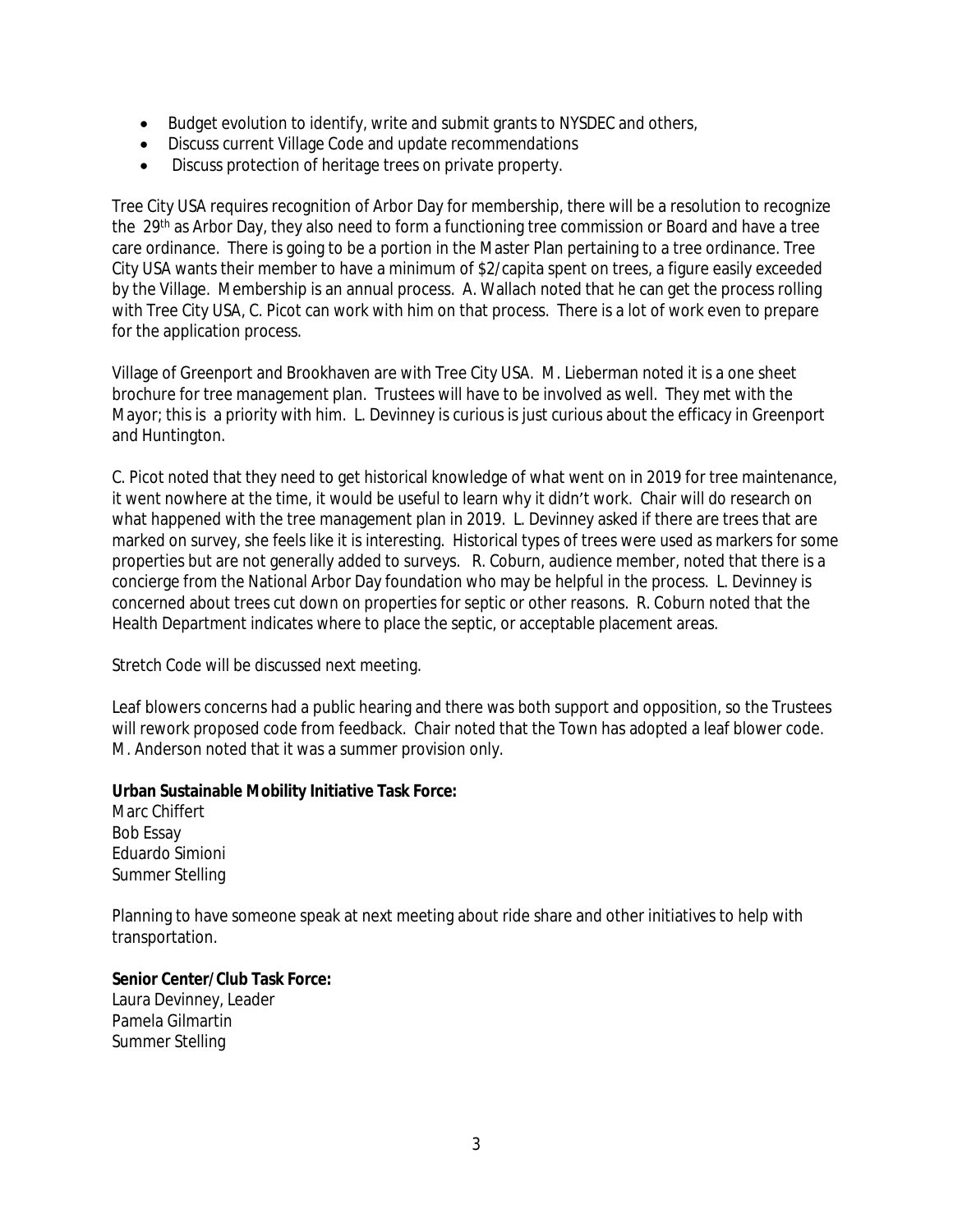- Budget evolution to identify, write and submit grants to NYSDEC and others,
- Discuss current Village Code and update recommendations
- Discuss protection of heritage trees on private property.

Tree City USA requires recognition of Arbor Day for membership, there will be a resolution to recognize the 29th as Arbor Day, they also need to form a functioning tree commission or Board and have a tree care ordinance. There is going to be a portion in the Master Plan pertaining to a tree ordinance. Tree City USA wants their member to have a minimum of $2/capita spent on trees, a figure easily exceeded by the Village. Membership is an annual process. A. Wallach noted that he can get the process rolling with Tree City USA, C. Picot can work with him on that process. There is a lot of work even to prepare for the application process.

Village of Greenport and Brookhaven are with Tree City USA. M. Lieberman noted it is a one sheet brochure for tree management plan. Trustees will have to be involved as well. They met with the Mayor; this is a priority with him. L. Devinney is curious is just curious about the efficacy in Greenport and Huntington.

C. Picot noted that they need to get historical knowledge of what went on in 2019 for tree maintenance, it went nowhere at the time, it would be useful to learn why it didn't work. Chair will do research on what happened with the tree management plan in 2019. L. Devinney asked if there are trees that are marked on survey, she feels like it is interesting. Historical types of trees were used as markers for some properties but are not generally added to surveys. R. Coburn, audience member, noted that there is a concierge from the National Arbor Day foundation who may be helpful in the process. L. Devinney is concerned about trees cut down on properties for septic or other reasons. R. Coburn noted that the Health Department indicates where to place the septic, or acceptable placement areas.

Stretch Code will be discussed next meeting.

Leaf blowers concerns had a public hearing and there was both support and opposition, so the Trustees will rework proposed code from feedback. Chair noted that the Town has adopted a leaf blower code. M. Anderson noted that it was a summer provision only.

**Urban Sustainable Mobility Initiative Task Force:**
Marc Chiffert
Bob Essay
Eduardo Simioni
Summer Stelling

Planning to have someone speak at next meeting about ride share and other initiatives to help with transportation.

**Senior Center/Club Task Force:**
Laura Devinney, Leader
Pamela Gilmartin
Summer Stelling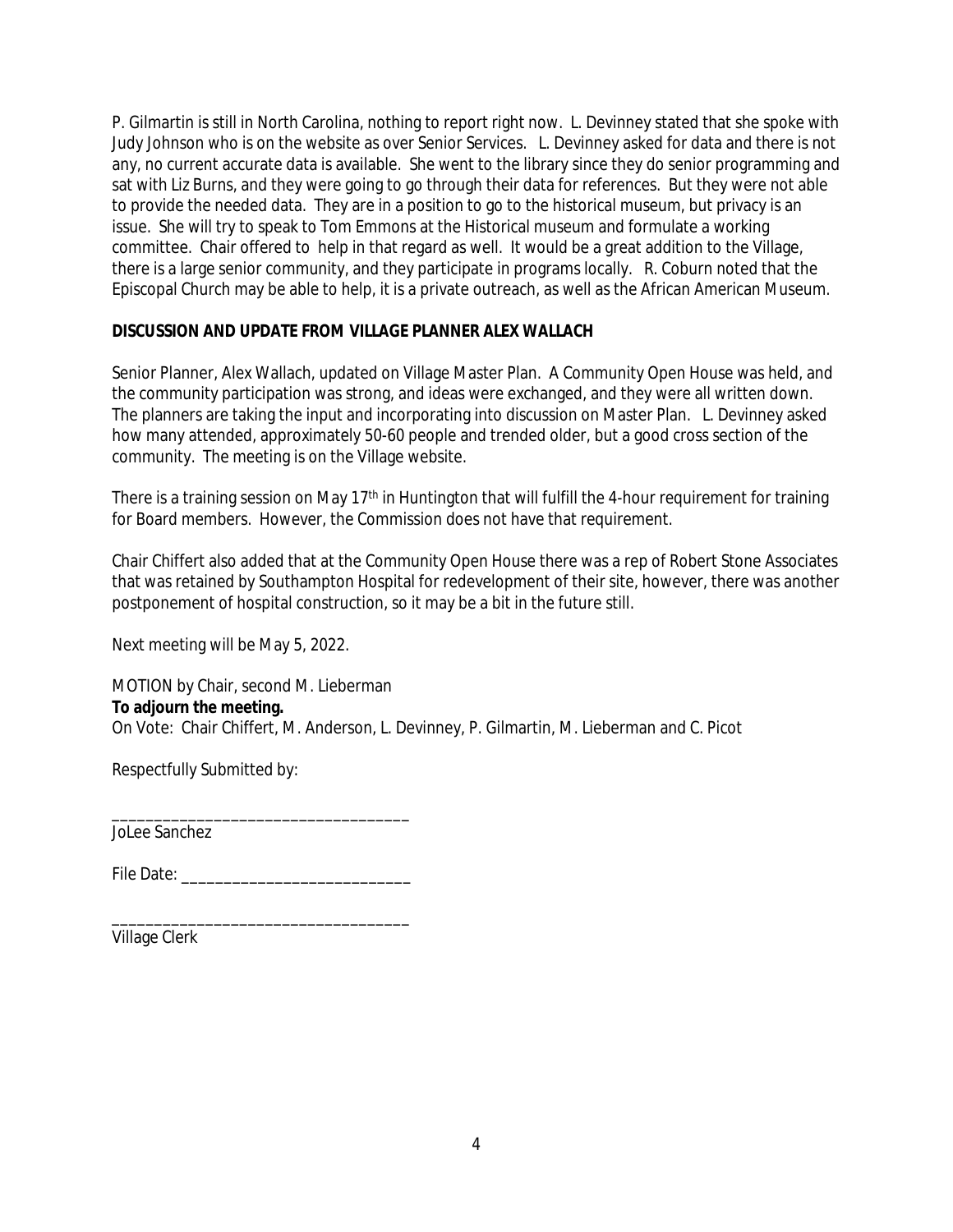P. Gilmartin is still in North Carolina, nothing to report right now. L. Devinney stated that she spoke with Judy Johnson who is on the website as over Senior Services. L. Devinney asked for data and there is not any, no current accurate data is available. She went to the library since they do senior programming and sat with Liz Burns, and they were going to go through their data for references. But they were not able to provide the needed data. They are in a position to go to the historical museum, but privacy is an issue. She will try to speak to Tom Emmons at the Historical museum and formulate a working committee. Chair offered to help in that regard as well. It would be a great addition to the Village, there is a large senior community, and they participate in programs locally. R. Coburn noted that the Episcopal Church may be able to help, it is a private outreach, as well as the African American Museum.

**DISCUSSION AND UPDATE FROM VILLAGE PLANNER ALEX WALLACH**

Senior Planner, Alex Wallach, updated on Village Master Plan. A Community Open House was held, and the community participation was strong, and ideas were exchanged, and they were all written down. The planners are taking the input and incorporating into discussion on Master Plan. L. Devinney asked how many attended, approximately 50-60 people and trended older, but a good cross section of the community. The meeting is on the Village website.

There is a training session on May 17th in Huntington that will fulfill the 4-hour requirement for training for Board members. However, the Commission does not have that requirement.

Chair Chiffert also added that at the Community Open House there was a rep of Robert Stone Associates that was retained by Southampton Hospital for redevelopment of their site, however, there was another postponement of hospital construction, so it may be a bit in the future still.

Next meeting will be May 5, 2022.

MOTION by Chair, second M. Lieberman
**To adjourn the meeting.**
On Vote: Chair Chiffert, M. Anderson, L. Devinney, P. Gilmartin, M. Lieberman and C. Picot

Respectfully Submitted by:

___________________________________
JoLee Sanchez

File Date: __________________________

___________________________________
Village Clerk